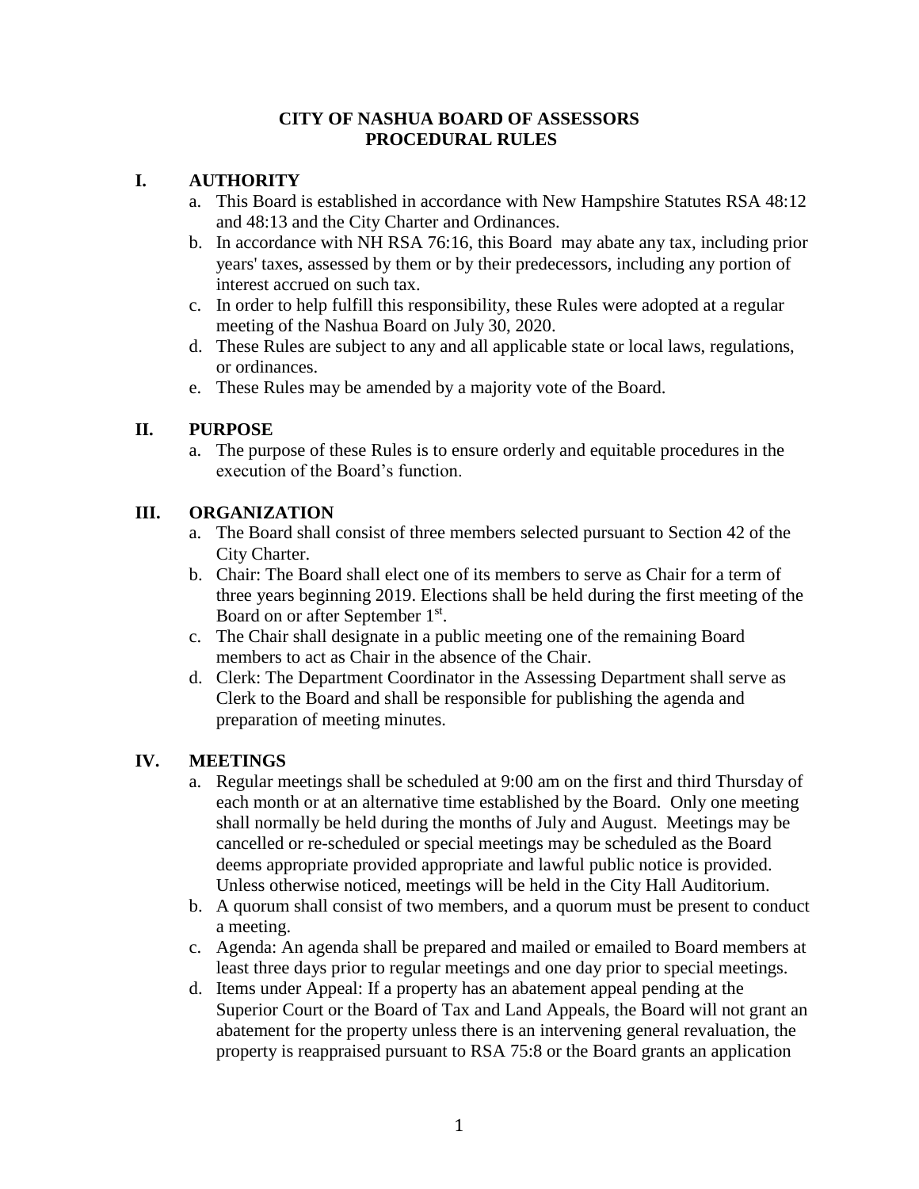# CITY OF NASHUA BOARD OF ASSESSORS
# PROCEDURAL RULES

## I. AUTHORITY

a. This Board is established in accordance with New Hampshire Statutes RSA 48:12 and 48:13 and the City Charter and Ordinances.

b. In accordance with NH RSA 76:16, this Board may abate any tax, including prior years' taxes, assessed by them or by their predecessors, including any portion of interest accrued on such tax.

c. In order to help fulfill this responsibility, these Rules were adopted at a regular meeting of the Nashua Board on July 30, 2020.

d. These Rules are subject to any and all applicable state or local laws, regulations, or ordinances.

e. These Rules may be amended by a majority vote of the Board.

## II. PURPOSE

a. The purpose of these Rules is to ensure orderly and equitable procedures in the execution of the Board's function.

## III. ORGANIZATION

a. The Board shall consist of three members selected pursuant to Section 42 of the City Charter.

b. Chair: The Board shall elect one of its members to serve as Chair for a term of three years beginning 2019. Elections shall be held during the first meeting of the Board on or after September 1st.

c. The Chair shall designate in a public meeting one of the remaining Board members to act as Chair in the absence of the Chair.

d. Clerk: The Department Coordinator in the Assessing Department shall serve as Clerk to the Board and shall be responsible for publishing the agenda and preparation of meeting minutes.

## IV. MEETINGS

a. Regular meetings shall be scheduled at 9:00 am on the first and third Thursday of each month or at an alternative time established by the Board. Only one meeting shall normally be held during the months of July and August. Meetings may be cancelled or re-scheduled or special meetings may be scheduled as the Board deems appropriate provided appropriate and lawful public notice is provided. Unless otherwise noticed, meetings will be held in the City Hall Auditorium.

b. A quorum shall consist of two members, and a quorum must be present to conduct a meeting.

c. Agenda: An agenda shall be prepared and mailed or emailed to Board members at least three days prior to regular meetings and one day prior to special meetings.

d. Items under Appeal: If a property has an abatement appeal pending at the Superior Court or the Board of Tax and Land Appeals, the Board will not grant an abatement for the property unless there is an intervening general revaluation, the property is reappraised pursuant to RSA 75:8 or the Board grants an application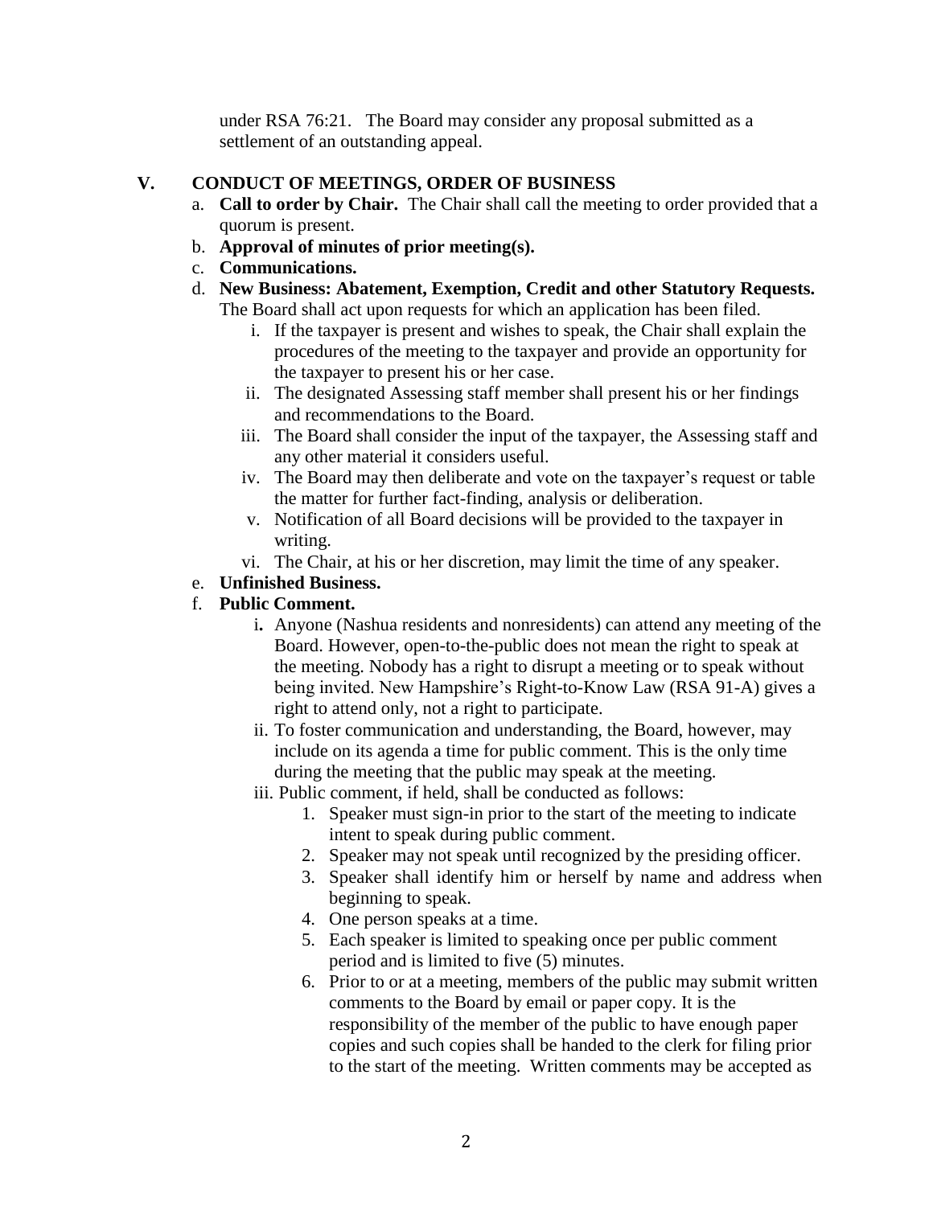under RSA 76:21. The Board may consider any proposal submitted as a settlement of an outstanding appeal.

## V. CONDUCT OF MEETINGS, ORDER OF BUSINESS

a. **Call to order by Chair.** The Chair shall call the meeting to order provided that a quorum is present.

b. **Approval of minutes of prior meeting(s).**

c. **Communications.**

d. **New Business: Abatement, Exemption, Credit and other Statutory Requests.** The Board shall act upon requests for which an application has been filed.

  i. If the taxpayer is present and wishes to speak, the Chair shall explain the procedures of the meeting to the taxpayer and provide an opportunity for the taxpayer to present his or her case.

  ii. The designated Assessing staff member shall present his or her findings and recommendations to the Board.

  iii. The Board shall consider the input of the taxpayer, the Assessing staff and any other material it considers useful.

  iv. The Board may then deliberate and vote on the taxpayer's request or table the matter for further fact-finding, analysis or deliberation.

  v. Notification of all Board decisions will be provided to the taxpayer in writing.

  vi. The Chair, at his or her discretion, may limit the time of any speaker.

e. **Unfinished Business.**

f. **Public Comment.**

  i. Anyone (Nashua residents and nonresidents) can attend any meeting of the Board. However, open-to-the-public does not mean the right to speak at the meeting. Nobody has a right to disrupt a meeting or to speak without being invited. New Hampshire's Right-to-Know Law (RSA 91-A) gives a right to attend only, not a right to participate.

  ii. To foster communication and understanding, the Board, however, may include on its agenda a time for public comment. This is the only time during the meeting that the public may speak at the meeting.

  iii. Public comment, if held, shall be conducted as follows:

    1. Speaker must sign-in prior to the start of the meeting to indicate intent to speak during public comment.
    2. Speaker may not speak until recognized by the presiding officer.
    3. Speaker shall identify him or herself by name and address when beginning to speak.
    4. One person speaks at a time.
    5. Each speaker is limited to speaking once per public comment period and is limited to five (5) minutes.
    6. Prior to or at a meeting, members of the public may submit written comments to the Board by email or paper copy. It is the responsibility of the member of the public to have enough paper copies and such copies shall be handed to the clerk for filing prior to the start of the meeting. Written comments may be accepted as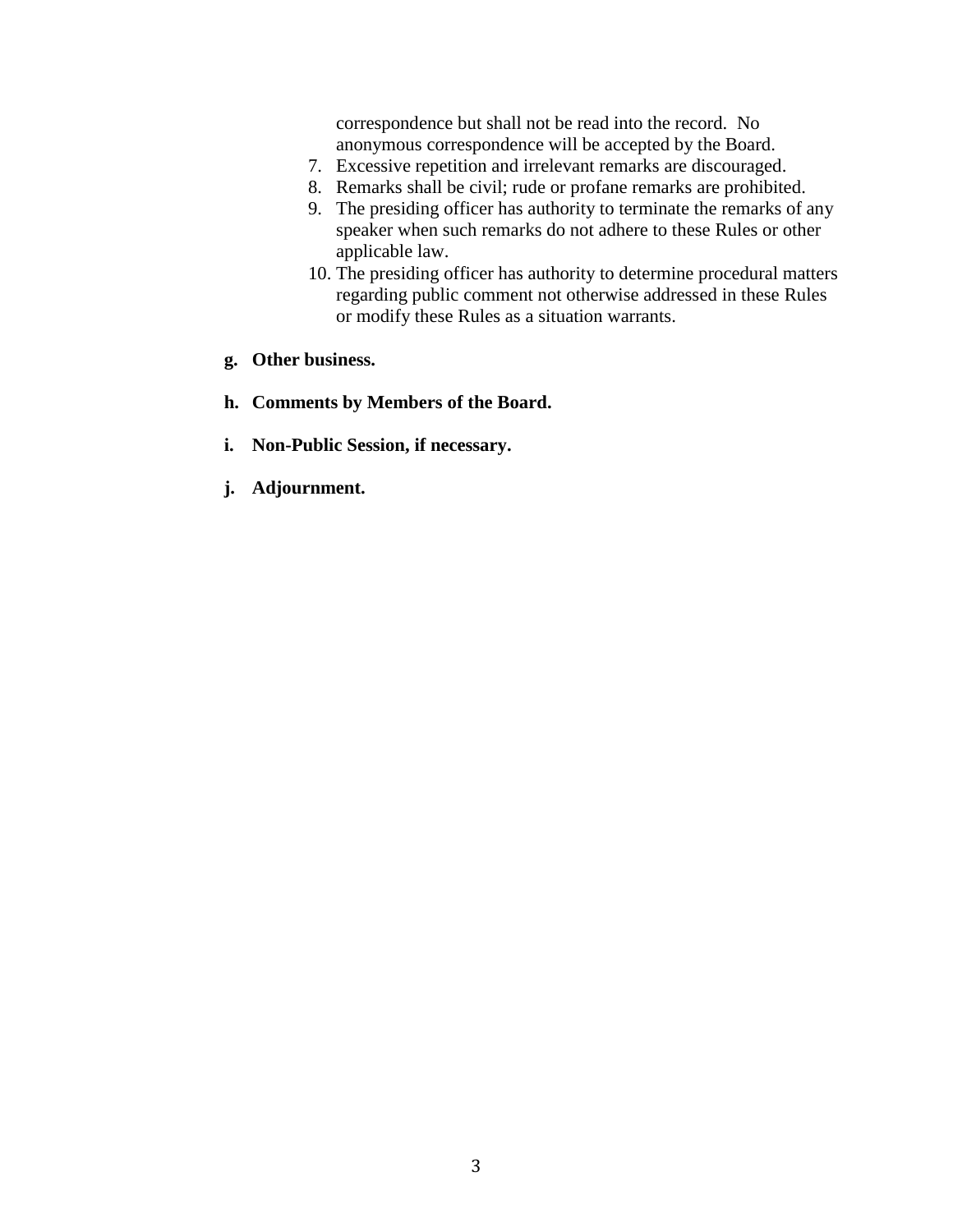correspondence but shall not be read into the record. No anonymous correspondence will be accepted by the Board.

7. Excessive repetition and irrelevant remarks are discouraged.
8. Remarks shall be civil; rude or profane remarks are prohibited.
9. The presiding officer has authority to terminate the remarks of any speaker when such remarks do not adhere to these Rules or other applicable law.
10. The presiding officer has authority to determine procedural matters regarding public comment not otherwise addressed in these Rules or modify these Rules as a situation warrants.

**g. Other business.**

**h. Comments by Members of the Board.**

**i. Non-Public Session, if necessary.**

**j. Adjournment.**